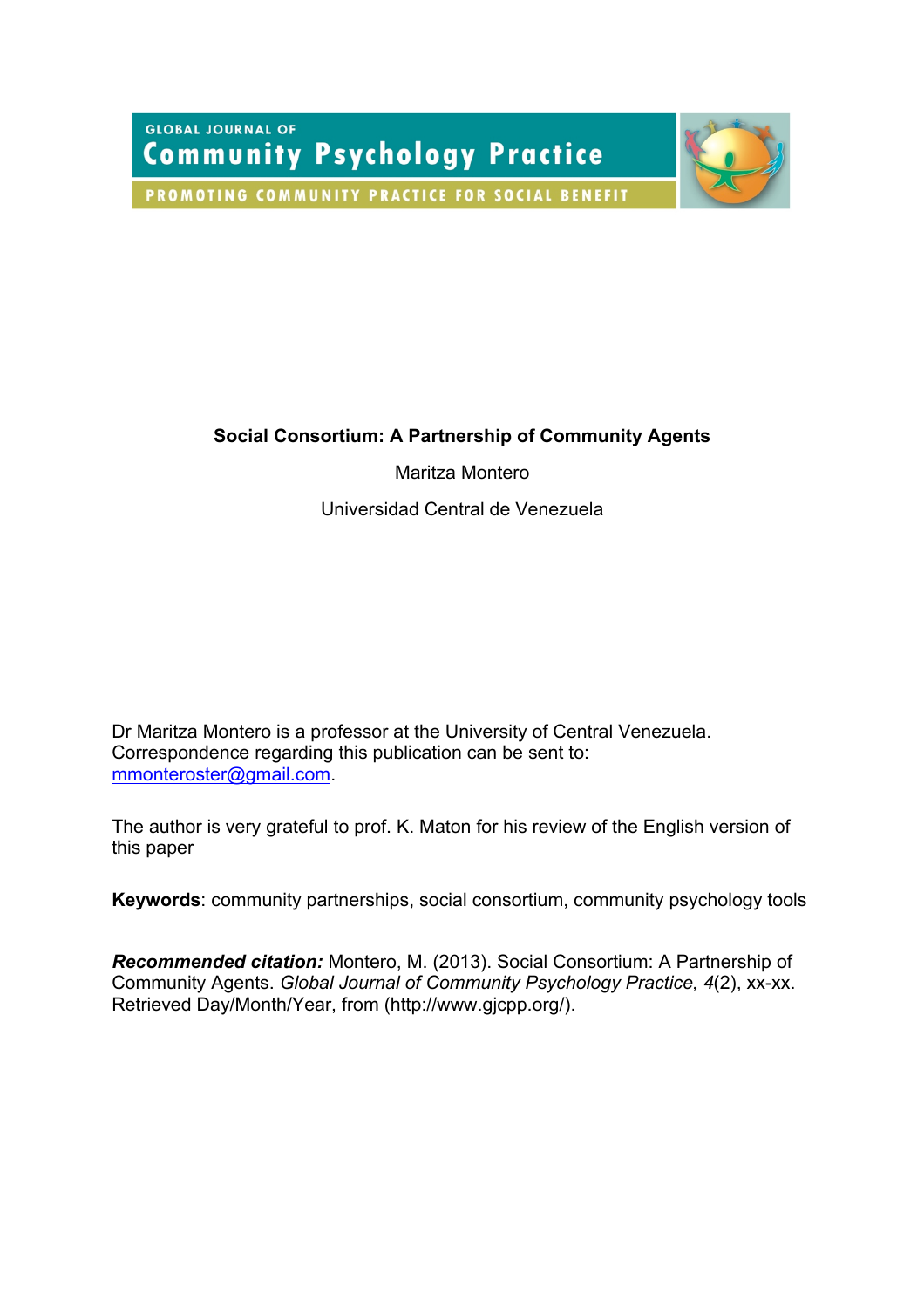GLOBAL JOURNAL OF

Community Psychology Practice

PROMOTING COMMUNITY PRACTICE FOR SOCIAL BENEFIT

# Social Consortium: A Partnership of Community Agents

Maritza Montero

Universidad Central de Venezuela

Dr Maritza Montero is a professor at the University of Central Venezuela. Correspondence regarding this publication can be sent to: mmonteroster@gmail.com.

The author is very grateful to prof. K. Maton for his review of the English version of this paper

**Keywords**: community partnerships, social consortium, community psychology tools

***Recommended citation:*** Montero, M. (2013). Social Consortium: A Partnership of Community Agents. *Global Journal of Community Psychology Practice, 4*(2), xx-xx. Retrieved Day/Month/Year, from (http://www.gjcpp.org/).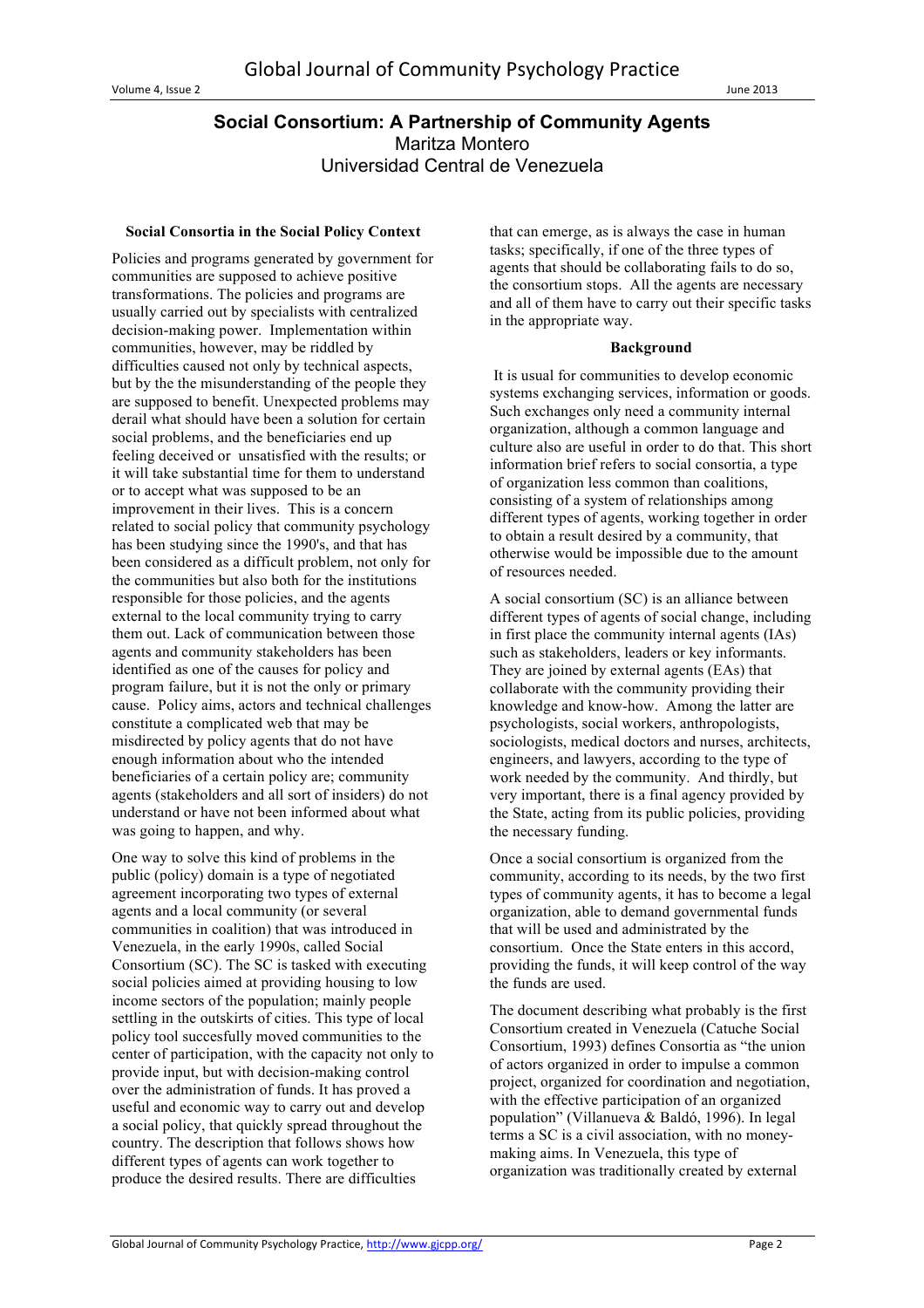# Social Consortium: A Partnership of Community Agents

Maritza Montero
Universidad Central de Venezuela

## Social Consortia in the Social Policy Context

Policies and programs generated by government for communities are supposed to achieve positive transformations. The policies and programs are usually carried out by specialists with centralized decision-making power. Implementation within communities, however, may be riddled by difficulties caused not only by technical aspects, but by the the misunderstanding of the people they are supposed to benefit. Unexpected problems may derail what should have been a solution for certain social problems, and the beneficiaries end up feeling deceived or unsatisfied with the results; or it will take substantial time for them to understand or to accept what was supposed to be an improvement in their lives. This is a concern related to social policy that community psychology has been studying since the 1990's, and that has been considered as a difficult problem, not only for the communities but also both for the institutions responsible for those policies, and the agents external to the local community trying to carry them out. Lack of communication between those agents and community stakeholders has been identified as one of the causes for policy and program failure, but it is not the only or primary cause. Policy aims, actors and technical challenges constitute a complicated web that may be misdirected by policy agents that do not have enough information about who the intended beneficiaries of a certain policy are; community agents (stakeholders and all sort of insiders) do not understand or have not been informed about what was going to happen, and why.

One way to solve this kind of problems in the public (policy) domain is a type of negotiated agreement incorporating two types of external agents and a local community (or several communities in coalition) that was introduced in Venezuela, in the early 1990s, called Social Consortium (SC). The SC is tasked with executing social policies aimed at providing housing to low income sectors of the population; mainly people settling in the outskirts of cities. This type of local policy tool succesfully moved communities to the center of participation, with the capacity not only to provide input, but with decision-making control over the administration of funds. It has proved a useful and economic way to carry out and develop a social policy, that quickly spread throughout the country. The description that follows shows how different types of agents can work together to produce the desired results. There are difficulties that can emerge, as is always the case in human tasks; specifically, if one of the three types of agents that should be collaborating fails to do so, the consortium stops. All the agents are necessary and all of them have to carry out their specific tasks in the appropriate way.

## Background

It is usual for communities to develop economic systems exchanging services, information or goods. Such exchanges only need a community internal organization, although a common language and culture also are useful in order to do that. This short information brief refers to social consortia, a type of organization less common than coalitions, consisting of a system of relationships among different types of agents, working together in order to obtain a result desired by a community, that otherwise would be impossible due to the amount of resources needed.

A social consortium (SC) is an alliance between different types of agents of social change, including in first place the community internal agents (IAs) such as stakeholders, leaders or key informants. They are joined by external agents (EAs) that collaborate with the community providing their knowledge and know-how. Among the latter are psychologists, social workers, anthropologists, sociologists, medical doctors and nurses, architects, engineers, and lawyers, according to the type of work needed by the community. And thirdly, but very important, there is a final agency provided by the State, acting from its public policies, providing the necessary funding.

Once a social consortium is organized from the community, according to its needs, by the two first types of community agents, it has to become a legal organization, able to demand governmental funds that will be used and administrated by the consortium. Once the State enters in this accord, providing the funds, it will keep control of the way the funds are used.

The document describing what probably is the first Consortium created in Venezuela (Catuche Social Consortium, 1993) defines Consortia as "the union of actors organized in order to impulse a common project, organized for coordination and negotiation, with the effective participation of an organized population" (Villanueva & Baldó, 1996). In legal terms a SC is a civil association, with no money-making aims. In Venezuela, this type of organization was traditionally created by external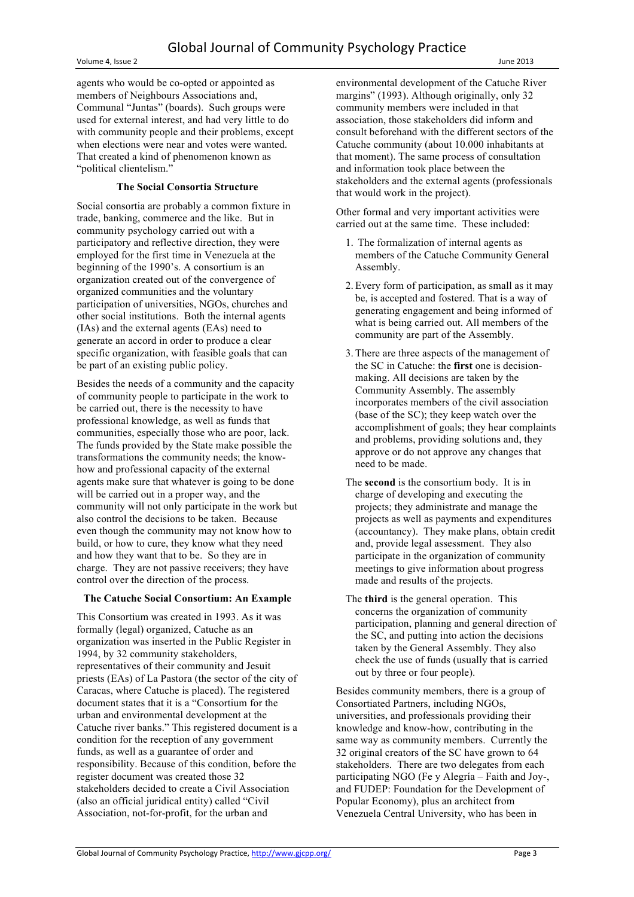agents who would be co-opted or appointed as members of Neighbours Associations and, Communal "Juntas" (boards). Such groups were used for external interest, and had very little to do with community people and their problems, except when elections were near and votes were wanted. That created a kind of phenomenon known as "political clientelism."

### The Social Consortia Structure

Social consortia are probably a common fixture in trade, banking, commerce and the like. But in community psychology carried out with a participatory and reflective direction, they were employed for the first time in Venezuela at the beginning of the 1990's. A consortium is an organization created out of the convergence of organized communities and the voluntary participation of universities, NGOs, churches and other social institutions. Both the internal agents (IAs) and the external agents (EAs) need to generate an accord in order to produce a clear specific organization, with feasible goals that can be part of an existing public policy.

Besides the needs of a community and the capacity of community people to participate in the work to be carried out, there is the necessity to have professional knowledge, as well as funds that communities, especially those who are poor, lack. The funds provided by the State make possible the transformations the community needs; the know-how and professional capacity of the external agents make sure that whatever is going to be done will be carried out in a proper way, and the community will not only participate in the work but also control the decisions to be taken. Because even though the community may not know how to build, or how to cure, they know what they need and how they want that to be. So they are in charge. They are not passive receivers; they have control over the direction of the process.

### The Catuche Social Consortium: An Example

This Consortium was created in 1993. As it was formally (legal) organized, Catuche as an organization was inserted in the Public Register in 1994, by 32 community stakeholders, representatives of their community and Jesuit priests (EAs) of La Pastora (the sector of the city of Caracas, where Catuche is placed). The registered document states that it is a "Consortium for the urban and environmental development at the Catuche river banks." This registered document is a condition for the reception of any government funds, as well as a guarantee of order and responsibility. Because of this condition, before the register document was created those 32 stakeholders decided to create a Civil Association (also an official juridical entity) called "Civil Association, not-for-profit, for the urban and environmental development of the Catuche River margins" (1993). Although originally, only 32 community members were included in that association, those stakeholders did inform and consult beforehand with the different sectors of the Catuche community (about 10.000 inhabitants at that moment). The same process of consultation and information took place between the stakeholders and the external agents (professionals that would work in the project).

Other formal and very important activities were carried out at the same time. These included:

1. The formalization of internal agents as members of the Catuche Community General Assembly.
2. Every form of participation, as small as it may be, is accepted and fostered. That is a way of generating engagement and being informed of what is being carried out. All members of the community are part of the Assembly.
3. There are three aspects of the management of the SC in Catuche: the **first** one is decision-making. All decisions are taken by the Community Assembly. The assembly incorporates members of the civil association (base of the SC); they keep watch over the accomplishment of goals; they hear complaints and problems, providing solutions and, they approve or do not approve any changes that need to be made.

   The **second** is the consortium body. It is in charge of developing and executing the projects; they administrate and manage the projects as well as payments and expenditures (accountancy). They make plans, obtain credit and, provide legal assessment. They also participate in the organization of community meetings to give information about progress made and results of the projects.

   The **third** is the general operation. This concerns the organization of community participation, planning and general direction of the SC, and putting into action the decisions taken by the General Assembly. They also check the use of funds (usually that is carried out by three or four people).

Besides community members, there is a group of Consortiated Partners, including NGOs, universities, and professionals providing their knowledge and know-how, contributing in the same way as community members. Currently the 32 original creators of the SC have grown to 64 stakeholders. There are two delegates from each participating NGO (Fe y Alegría – Faith and Joy-, and FUDEP: Foundation for the Development of Popular Economy), plus an architect from Venezuela Central University, who has been in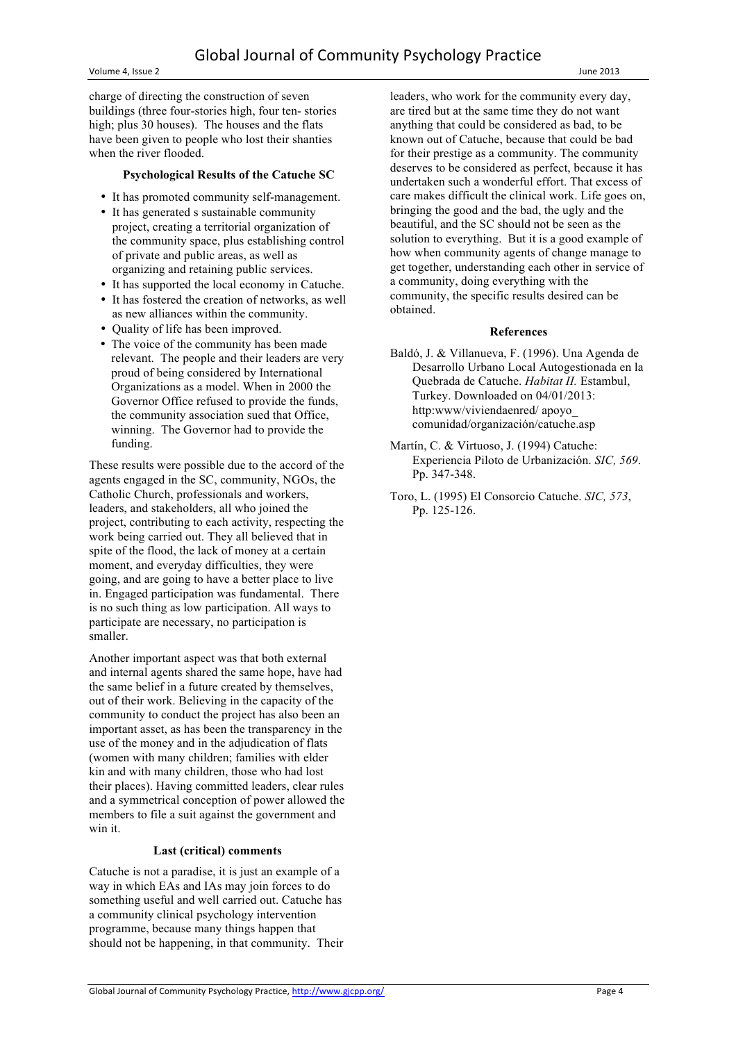charge of directing the construction of seven buildings (three four-stories high, four ten- stories high; plus 30 houses). The houses and the flats have been given to people who lost their shanties when the river flooded.

### Psychological Results of the Catuche SC

- It has promoted community self-management.
- It has generated s sustainable community project, creating a territorial organization of the community space, plus establishing control of private and public areas, as well as organizing and retaining public services.
- It has supported the local economy in Catuche.
- It has fostered the creation of networks, as well as new alliances within the community.
- Quality of life has been improved.
- The voice of the community has been made relevant. The people and their leaders are very proud of being considered by International Organizations as a model. When in 2000 the Governor Office refused to provide the funds, the community association sued that Office, winning. The Governor had to provide the funding.

These results were possible due to the accord of the agents engaged in the SC, community, NGOs, the Catholic Church, professionals and workers, leaders, and stakeholders, all who joined the project, contributing to each activity, respecting the work being carried out. They all believed that in spite of the flood, the lack of money at a certain moment, and everyday difficulties, they were going, and are going to have a better place to live in. Engaged participation was fundamental. There is no such thing as low participation. All ways to participate are necessary, no participation is smaller.

Another important aspect was that both external and internal agents shared the same hope, have had the same belief in a future created by themselves, out of their work. Believing in the capacity of the community to conduct the project has also been an important asset, as has been the transparency in the use of the money and in the adjudication of flats (women with many children; families with elder kin and with many children, those who had lost their places). Having committed leaders, clear rules and a symmetrical conception of power allowed the members to file a suit against the government and win it.

### Last (critical) comments

Catuche is not a paradise, it is just an example of a way in which EAs and IAs may join forces to do something useful and well carried out. Catuche has a community clinical psychology intervention programme, because many things happen that should not be happening, in that community. Their leaders, who work for the community every day, are tired but at the same time they do not want anything that could be considered as bad, to be known out of Catuche, because that could be bad for their prestige as a community. The community deserves to be considered as perfect, because it has undertaken such a wonderful effort. That excess of care makes difficult the clinical work. Life goes on, bringing the good and the bad, the ugly and the beautiful, and the SC should not be seen as the solution to everything. But it is a good example of how when community agents of change manage to get together, understanding each other in service of a community, doing everything with the community, the specific results desired can be obtained.

### References

Baldó, J. & Villanueva, F. (1996). Una Agenda de Desarrollo Urbano Local Autogestionada en la Quebrada de Catuche. *Habitat II.* Estambul, Turkey. Downloaded on 04/01/2013: http:www/viviendaenred/ apoyo_ comunidad/organización/catuche.asp

Martín, C. & Virtuoso, J. (1994) Catuche: Experiencia Piloto de Urbanización. *SIC, 569*. Pp. 347-348.

Toro, L. (1995) El Consorcio Catuche. *SIC, 573*, Pp. 125-126.